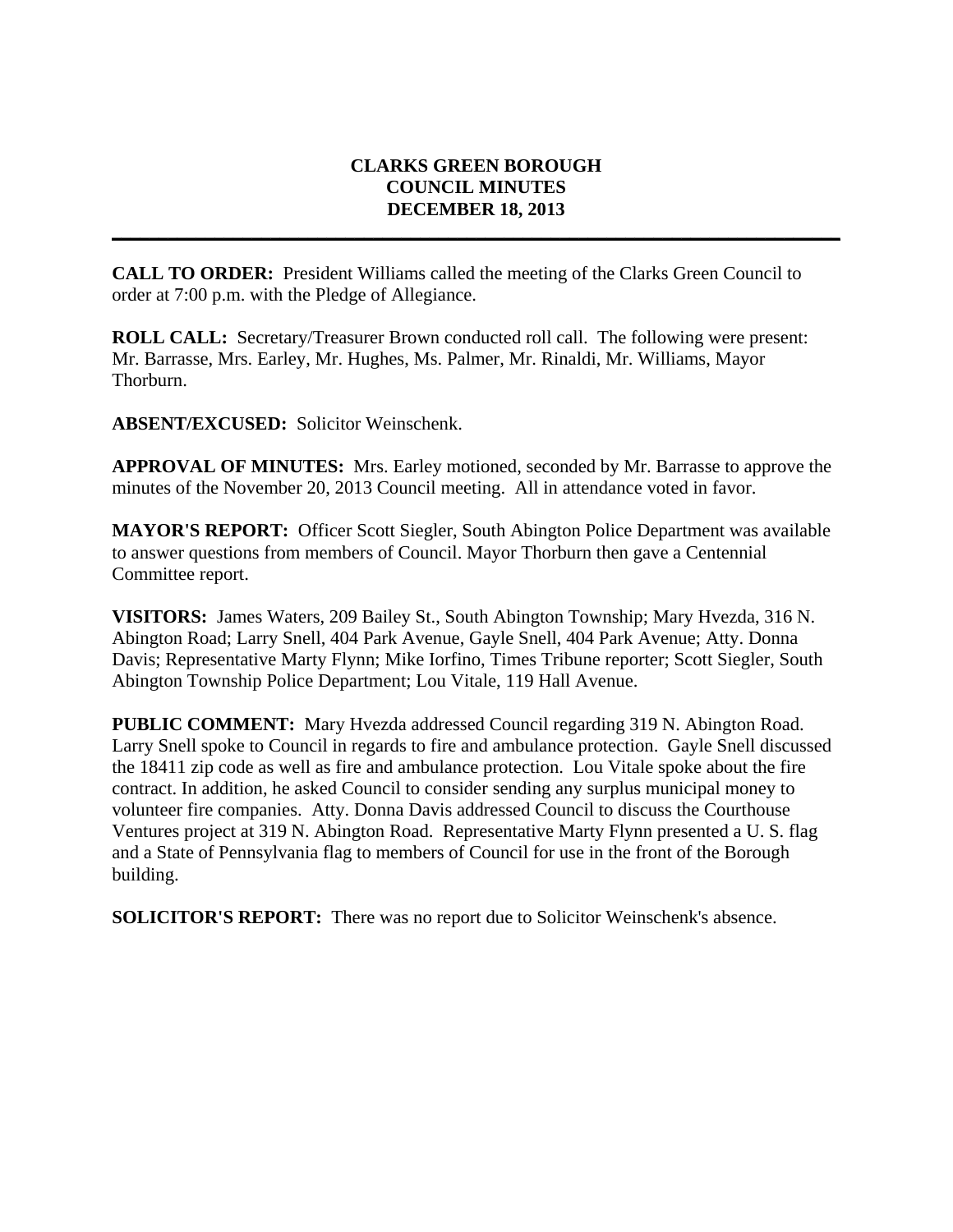# CLARKS GREEN BOROUGH
# COUNCIL MINUTES
# DECEMBER 18, 2013

---

**CALL TO ORDER:** President Williams called the meeting of the Clarks Green Council to order at 7:00 p.m. with the Pledge of Allegiance.

**ROLL CALL:** Secretary/Treasurer Brown conducted roll call. The following were present: Mr. Barrasse, Mrs. Earley, Mr. Hughes, Ms. Palmer, Mr. Rinaldi, Mr. Williams, Mayor Thorburn.

**ABSENT/EXCUSED:** Solicitor Weinschenk.

**APPROVAL OF MINUTES:** Mrs. Earley motioned, seconded by Mr. Barrasse to approve the minutes of the November 20, 2013 Council meeting. All in attendance voted in favor.

**MAYOR'S REPORT:** Officer Scott Siegler, South Abington Police Department was available to answer questions from members of Council. Mayor Thorburn then gave a Centennial Committee report.

**VISITORS:** James Waters, 209 Bailey St., South Abington Township; Mary Hvezda, 316 N. Abington Road; Larry Snell, 404 Park Avenue, Gayle Snell, 404 Park Avenue; Atty. Donna Davis; Representative Marty Flynn; Mike Iorfino, Times Tribune reporter; Scott Siegler, South Abington Township Police Department; Lou Vitale, 119 Hall Avenue.

**PUBLIC COMMENT:** Mary Hvezda addressed Council regarding 319 N. Abington Road. Larry Snell spoke to Council in regards to fire and ambulance protection. Gayle Snell discussed the 18411 zip code as well as fire and ambulance protection. Lou Vitale spoke about the fire contract. In addition, he asked Council to consider sending any surplus municipal money to volunteer fire companies. Atty. Donna Davis addressed Council to discuss the Courthouse Ventures project at 319 N. Abington Road. Representative Marty Flynn presented a U. S. flag and a State of Pennsylvania flag to members of Council for use in the front of the Borough building.

**SOLICITOR'S REPORT:** There was no report due to Solicitor Weinschenk's absence.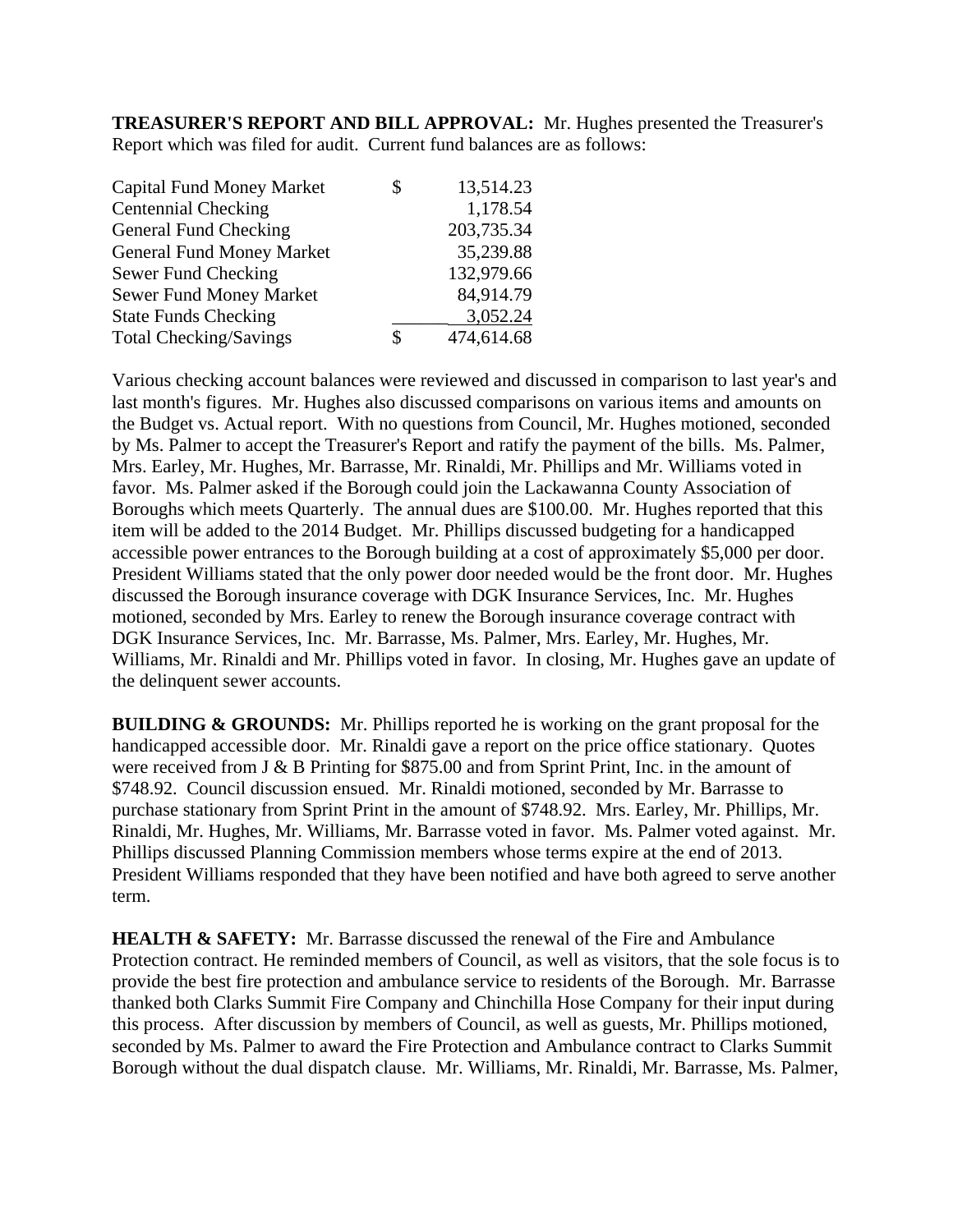**TREASURER'S REPORT AND BILL APPROVAL:** Mr. Hughes presented the Treasurer's Report which was filed for audit. Current fund balances are as follows:

| | | |
|---|---|---|
| Capital Fund Money Market | $ | 13,514.23 |
| Centennial Checking | | 1,178.54 |
| General Fund Checking | | 203,735.34 |
| General Fund Money Market | | 35,239.88 |
| Sewer Fund Checking | | 132,979.66 |
| Sewer Fund Money Market | | 84,914.79 |
| State Funds Checking | | 3,052.24 |
| Total Checking/Savings | $ | 474,614.68 |

Various checking account balances were reviewed and discussed in comparison to last year's and last month's figures. Mr. Hughes also discussed comparisons on various items and amounts on the Budget vs. Actual report. With no questions from Council, Mr. Hughes motioned, seconded by Ms. Palmer to accept the Treasurer's Report and ratify the payment of the bills. Ms. Palmer, Mrs. Earley, Mr. Hughes, Mr. Barrasse, Mr. Rinaldi, Mr. Phillips and Mr. Williams voted in favor. Ms. Palmer asked if the Borough could join the Lackawanna County Association of Boroughs which meets Quarterly. The annual dues are $100.00. Mr. Hughes reported that this item will be added to the 2014 Budget. Mr. Phillips discussed budgeting for a handicapped accessible power entrances to the Borough building at a cost of approximately $5,000 per door. President Williams stated that the only power door needed would be the front door. Mr. Hughes discussed the Borough insurance coverage with DGK Insurance Services, Inc. Mr. Hughes motioned, seconded by Mrs. Earley to renew the Borough insurance coverage contract with DGK Insurance Services, Inc. Mr. Barrasse, Ms. Palmer, Mrs. Earley, Mr. Hughes, Mr. Williams, Mr. Rinaldi and Mr. Phillips voted in favor. In closing, Mr. Hughes gave an update of the delinquent sewer accounts.

**BUILDING & GROUNDS:** Mr. Phillips reported he is working on the grant proposal for the handicapped accessible door. Mr. Rinaldi gave a report on the price office stationary. Quotes were received from J & B Printing for $875.00 and from Sprint Print, Inc. in the amount of $748.92. Council discussion ensued. Mr. Rinaldi motioned, seconded by Mr. Barrasse to purchase stationary from Sprint Print in the amount of $748.92. Mrs. Earley, Mr. Phillips, Mr. Rinaldi, Mr. Hughes, Mr. Williams, Mr. Barrasse voted in favor. Ms. Palmer voted against. Mr. Phillips discussed Planning Commission members whose terms expire at the end of 2013. President Williams responded that they have been notified and have both agreed to serve another term.

**HEALTH & SAFETY:** Mr. Barrasse discussed the renewal of the Fire and Ambulance Protection contract. He reminded members of Council, as well as visitors, that the sole focus is to provide the best fire protection and ambulance service to residents of the Borough. Mr. Barrasse thanked both Clarks Summit Fire Company and Chinchilla Hose Company for their input during this process. After discussion by members of Council, as well as guests, Mr. Phillips motioned, seconded by Ms. Palmer to award the Fire Protection and Ambulance contract to Clarks Summit Borough without the dual dispatch clause. Mr. Williams, Mr. Rinaldi, Mr. Barrasse, Ms. Palmer,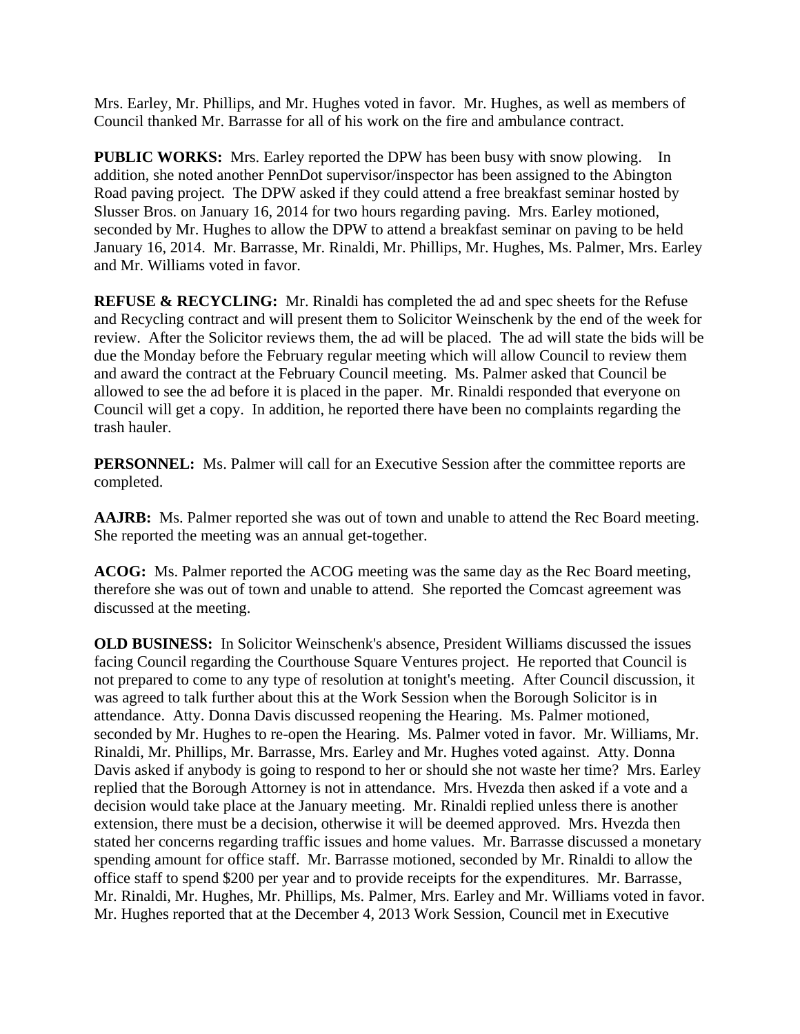Mrs. Earley, Mr. Phillips, and Mr. Hughes voted in favor. Mr. Hughes, as well as members of Council thanked Mr. Barrasse for all of his work on the fire and ambulance contract.

**PUBLIC WORKS:** Mrs. Earley reported the DPW has been busy with snow plowing. In addition, she noted another PennDot supervisor/inspector has been assigned to the Abington Road paving project. The DPW asked if they could attend a free breakfast seminar hosted by Slusser Bros. on January 16, 2014 for two hours regarding paving. Mrs. Earley motioned, seconded by Mr. Hughes to allow the DPW to attend a breakfast seminar on paving to be held January 16, 2014. Mr. Barrasse, Mr. Rinaldi, Mr. Phillips, Mr. Hughes, Ms. Palmer, Mrs. Earley and Mr. Williams voted in favor.

**REFUSE & RECYCLING:** Mr. Rinaldi has completed the ad and spec sheets for the Refuse and Recycling contract and will present them to Solicitor Weinschenk by the end of the week for review. After the Solicitor reviews them, the ad will be placed. The ad will state the bids will be due the Monday before the February regular meeting which will allow Council to review them and award the contract at the February Council meeting. Ms. Palmer asked that Council be allowed to see the ad before it is placed in the paper. Mr. Rinaldi responded that everyone on Council will get a copy. In addition, he reported there have been no complaints regarding the trash hauler.

**PERSONNEL:** Ms. Palmer will call for an Executive Session after the committee reports are completed.

**AAJRB:** Ms. Palmer reported she was out of town and unable to attend the Rec Board meeting. She reported the meeting was an annual get-together.

**ACOG:** Ms. Palmer reported the ACOG meeting was the same day as the Rec Board meeting, therefore she was out of town and unable to attend. She reported the Comcast agreement was discussed at the meeting.

**OLD BUSINESS:** In Solicitor Weinschenk's absence, President Williams discussed the issues facing Council regarding the Courthouse Square Ventures project. He reported that Council is not prepared to come to any type of resolution at tonight's meeting. After Council discussion, it was agreed to talk further about this at the Work Session when the Borough Solicitor is in attendance. Atty. Donna Davis discussed reopening the Hearing. Ms. Palmer motioned, seconded by Mr. Hughes to re-open the Hearing. Ms. Palmer voted in favor. Mr. Williams, Mr. Rinaldi, Mr. Phillips, Mr. Barrasse, Mrs. Earley and Mr. Hughes voted against. Atty. Donna Davis asked if anybody is going to respond to her or should she not waste her time? Mrs. Earley replied that the Borough Attorney is not in attendance. Mrs. Hvezda then asked if a vote and a decision would take place at the January meeting. Mr. Rinaldi replied unless there is another extension, there must be a decision, otherwise it will be deemed approved. Mrs. Hvezda then stated her concerns regarding traffic issues and home values. Mr. Barrasse discussed a monetary spending amount for office staff. Mr. Barrasse motioned, seconded by Mr. Rinaldi to allow the office staff to spend $200 per year and to provide receipts for the expenditures. Mr. Barrasse, Mr. Rinaldi, Mr. Hughes, Mr. Phillips, Ms. Palmer, Mrs. Earley and Mr. Williams voted in favor. Mr. Hughes reported that at the December 4, 2013 Work Session, Council met in Executive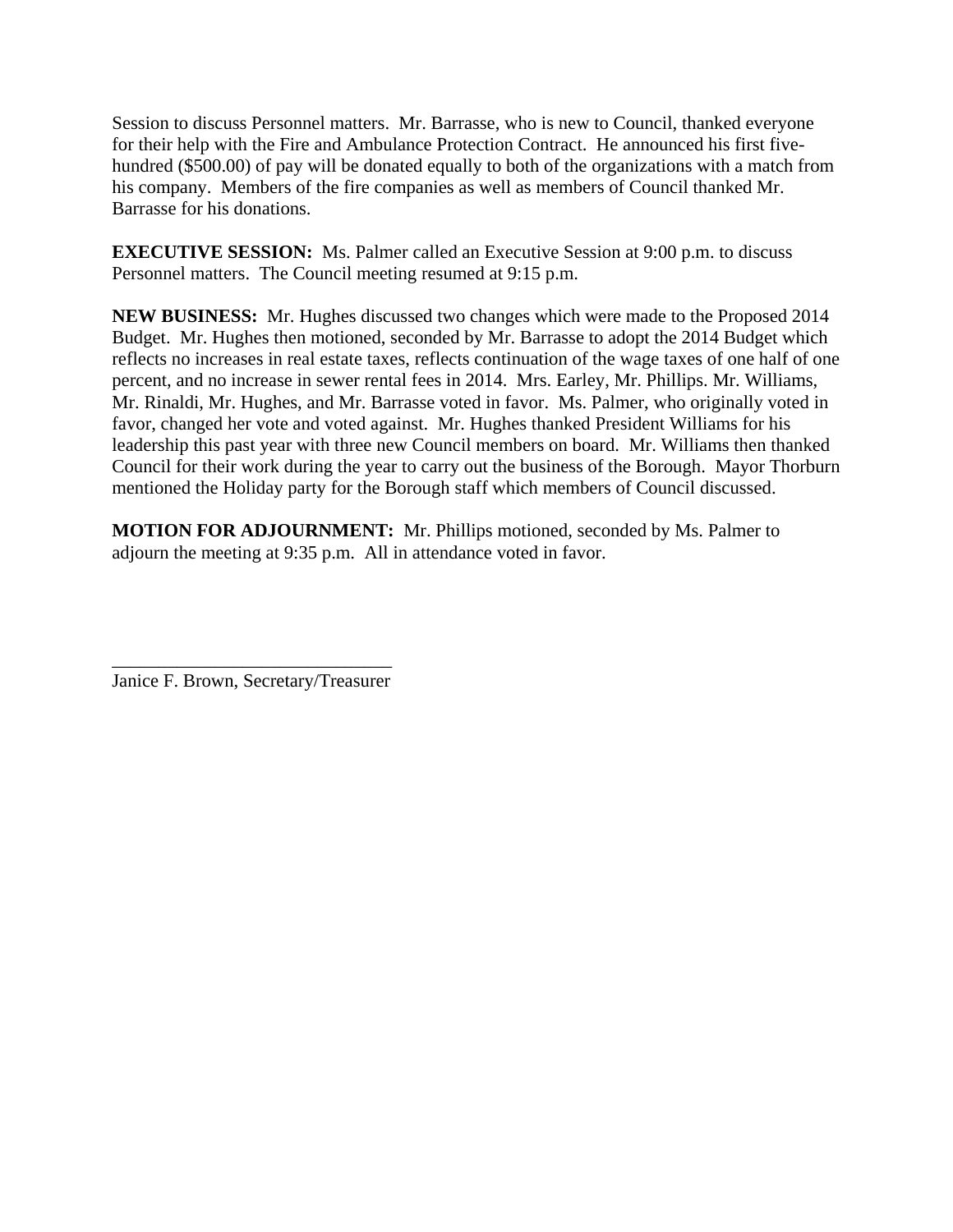Session to discuss Personnel matters. Mr. Barrasse, who is new to Council, thanked everyone for their help with the Fire and Ambulance Protection Contract. He announced his first five-hundred ($500.00) of pay will be donated equally to both of the organizations with a match from his company. Members of the fire companies as well as members of Council thanked Mr. Barrasse for his donations.

**EXECUTIVE SESSION:** Ms. Palmer called an Executive Session at 9:00 p.m. to discuss Personnel matters. The Council meeting resumed at 9:15 p.m.

**NEW BUSINESS:** Mr. Hughes discussed two changes which were made to the Proposed 2014 Budget. Mr. Hughes then motioned, seconded by Mr. Barrasse to adopt the 2014 Budget which reflects no increases in real estate taxes, reflects continuation of the wage taxes of one half of one percent, and no increase in sewer rental fees in 2014. Mrs. Earley, Mr. Phillips. Mr. Williams, Mr. Rinaldi, Mr. Hughes, and Mr. Barrasse voted in favor. Ms. Palmer, who originally voted in favor, changed her vote and voted against. Mr. Hughes thanked President Williams for his leadership this past year with three new Council members on board. Mr. Williams then thanked Council for their work during the year to carry out the business of the Borough. Mayor Thorburn mentioned the Holiday party for the Borough staff which members of Council discussed.

**MOTION FOR ADJOURNMENT:** Mr. Phillips motioned, seconded by Ms. Palmer to adjourn the meeting at 9:35 p.m. All in attendance voted in favor.

______________________________
Janice F. Brown, Secretary/Treasurer